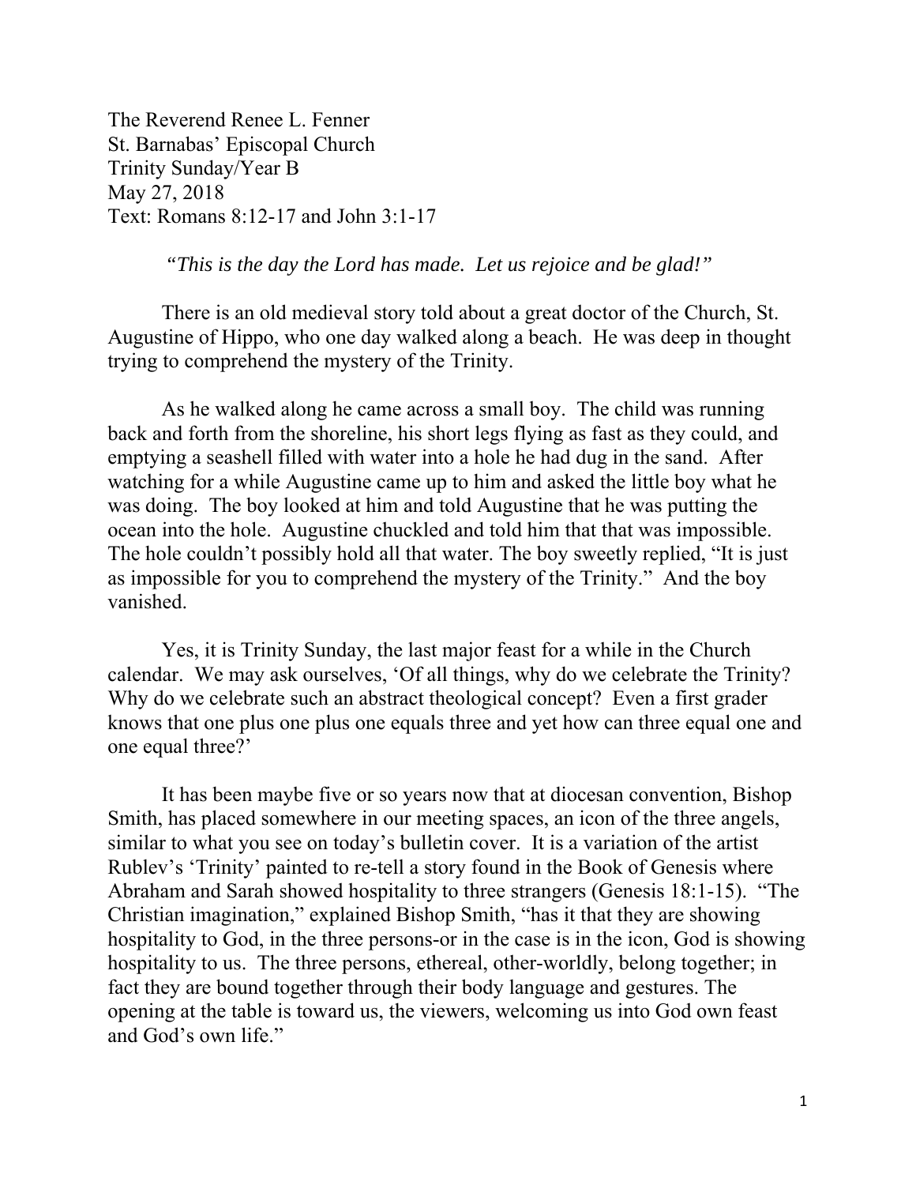The Reverend Renee L. Fenner
St. Barnabas' Episcopal Church
Trinity Sunday/Year B
May 27, 2018
Text: Romans 8:12-17 and John 3:1-17

*"This is the day the Lord has made. Let us rejoice and be glad!"*

There is an old medieval story told about a great doctor of the Church, St. Augustine of Hippo, who one day walked along a beach. He was deep in thought trying to comprehend the mystery of the Trinity.

As he walked along he came across a small boy. The child was running back and forth from the shoreline, his short legs flying as fast as they could, and emptying a seashell filled with water into a hole he had dug in the sand. After watching for a while Augustine came up to him and asked the little boy what he was doing. The boy looked at him and told Augustine that he was putting the ocean into the hole. Augustine chuckled and told him that that was impossible. The hole couldn't possibly hold all that water. The boy sweetly replied, "It is just as impossible for you to comprehend the mystery of the Trinity." And the boy vanished.

Yes, it is Trinity Sunday, the last major feast for a while in the Church calendar. We may ask ourselves, 'Of all things, why do we celebrate the Trinity? Why do we celebrate such an abstract theological concept? Even a first grader knows that one plus one plus one equals three and yet how can three equal one and one equal three?'

It has been maybe five or so years now that at diocesan convention, Bishop Smith, has placed somewhere in our meeting spaces, an icon of the three angels, similar to what you see on today's bulletin cover. It is a variation of the artist Rublev's 'Trinity' painted to re-tell a story found in the Book of Genesis where Abraham and Sarah showed hospitality to three strangers (Genesis 18:1-15). "The Christian imagination," explained Bishop Smith, "has it that they are showing hospitality to God, in the three persons-or in the case is in the icon, God is showing hospitality to us. The three persons, ethereal, other-worldly, belong together; in fact they are bound together through their body language and gestures. The opening at the table is toward us, the viewers, welcoming us into God own feast and God's own life."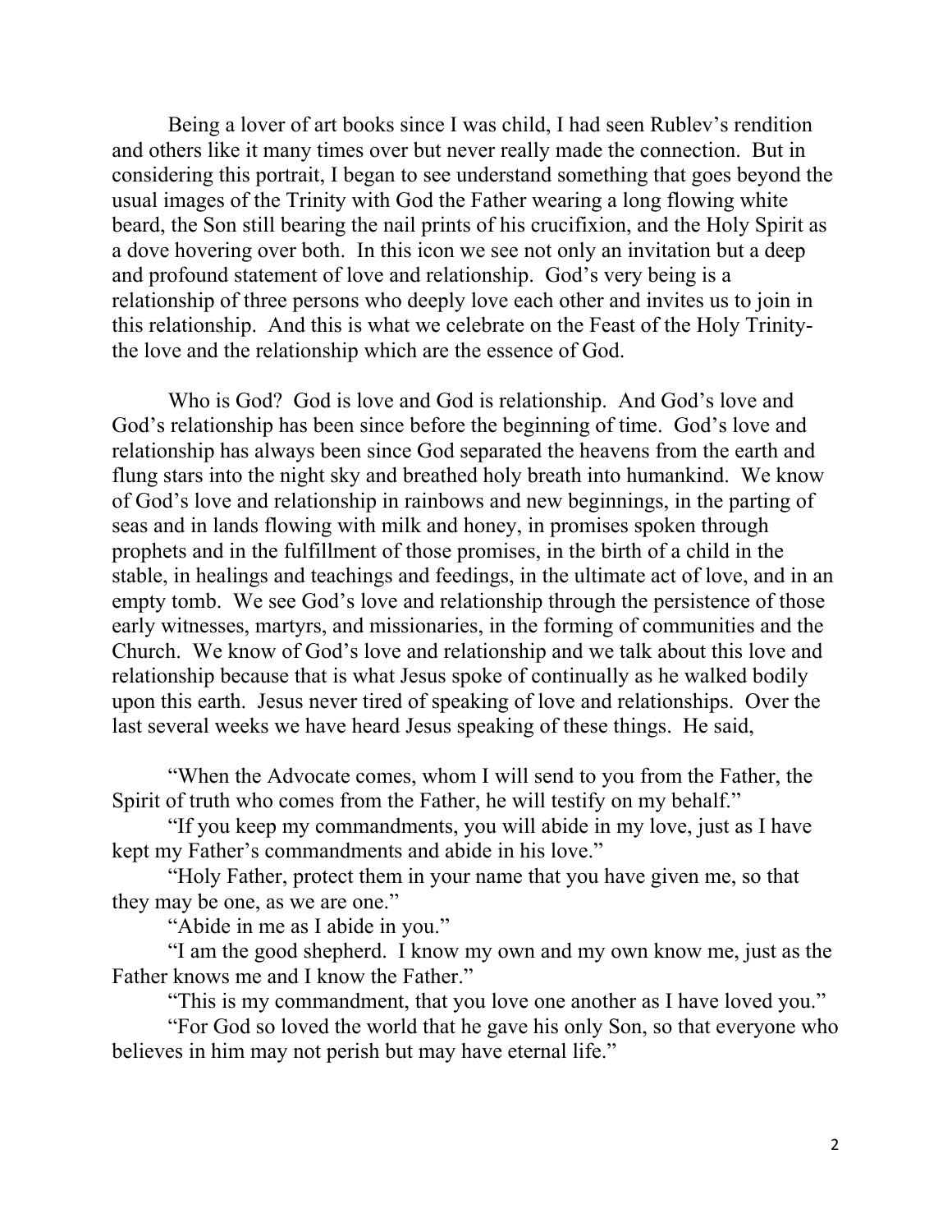Being a lover of art books since I was child, I had seen Rublev's rendition and others like it many times over but never really made the connection. But in considering this portrait, I began to see understand something that goes beyond the usual images of the Trinity with God the Father wearing a long flowing white beard, the Son still bearing the nail prints of his crucifixion, and the Holy Spirit as a dove hovering over both. In this icon we see not only an invitation but a deep and profound statement of love and relationship. God's very being is a relationship of three persons who deeply love each other and invites us to join in this relationship. And this is what we celebrate on the Feast of the Holy Trinity- the love and the relationship which are the essence of God.

Who is God? God is love and God is relationship. And God's love and God's relationship has been since before the beginning of time. God's love and relationship has always been since God separated the heavens from the earth and flung stars into the night sky and breathed holy breath into humankind. We know of God's love and relationship in rainbows and new beginnings, in the parting of seas and in lands flowing with milk and honey, in promises spoken through prophets and in the fulfillment of those promises, in the birth of a child in the stable, in healings and teachings and feedings, in the ultimate act of love, and in an empty tomb. We see God's love and relationship through the persistence of those early witnesses, martyrs, and missionaries, in the forming of communities and the Church. We know of God's love and relationship and we talk about this love and relationship because that is what Jesus spoke of continually as he walked bodily upon this earth. Jesus never tired of speaking of love and relationships. Over the last several weeks we have heard Jesus speaking of these things. He said,

"When the Advocate comes, whom I will send to you from the Father, the Spirit of truth who comes from the Father, he will testify on my behalf."

"If you keep my commandments, you will abide in my love, just as I have kept my Father's commandments and abide in his love."

"Holy Father, protect them in your name that you have given me, so that they may be one, as we are one."

"Abide in me as I abide in you."

"I am the good shepherd. I know my own and my own know me, just as the Father knows me and I know the Father."

"This is my commandment, that you love one another as I have loved you."

"For God so loved the world that he gave his only Son, so that everyone who believes in him may not perish but may have eternal life."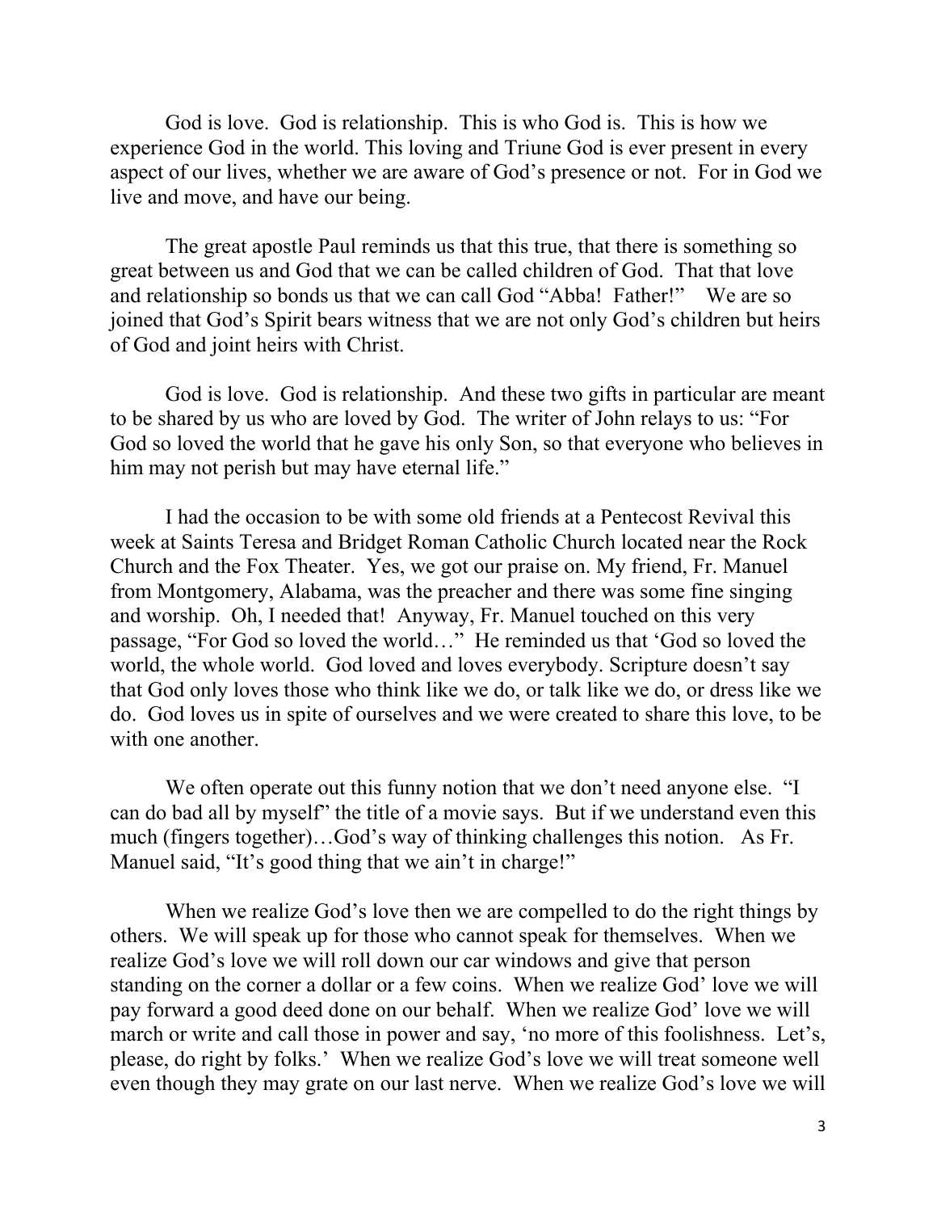God is love. God is relationship. This is who God is. This is how we experience God in the world. This loving and Triune God is ever present in every aspect of our lives, whether we are aware of God's presence or not. For in God we live and move, and have our being.

The great apostle Paul reminds us that this true, that there is something so great between us and God that we can be called children of God. That that love and relationship so bonds us that we can call God "Abba! Father!" We are so joined that God's Spirit bears witness that we are not only God's children but heirs of God and joint heirs with Christ.

God is love. God is relationship. And these two gifts in particular are meant to be shared by us who are loved by God. The writer of John relays to us: "For God so loved the world that he gave his only Son, so that everyone who believes in him may not perish but may have eternal life."

I had the occasion to be with some old friends at a Pentecost Revival this week at Saints Teresa and Bridget Roman Catholic Church located near the Rock Church and the Fox Theater. Yes, we got our praise on. My friend, Fr. Manuel from Montgomery, Alabama, was the preacher and there was some fine singing and worship. Oh, I needed that! Anyway, Fr. Manuel touched on this very passage, "For God so loved the world…" He reminded us that 'God so loved the world, the whole world. God loved and loves everybody. Scripture doesn't say that God only loves those who think like we do, or talk like we do, or dress like we do. God loves us in spite of ourselves and we were created to share this love, to be with one another.

We often operate out this funny notion that we don't need anyone else. "I can do bad all by myself" the title of a movie says. But if we understand even this much (fingers together)…God's way of thinking challenges this notion. As Fr. Manuel said, "It's good thing that we ain't in charge!"

When we realize God's love then we are compelled to do the right things by others. We will speak up for those who cannot speak for themselves. When we realize God's love we will roll down our car windows and give that person standing on the corner a dollar or a few coins. When we realize God' love we will pay forward a good deed done on our behalf. When we realize God' love we will march or write and call those in power and say, 'no more of this foolishness. Let's, please, do right by folks.' When we realize God's love we will treat someone well even though they may grate on our last nerve. When we realize God's love we will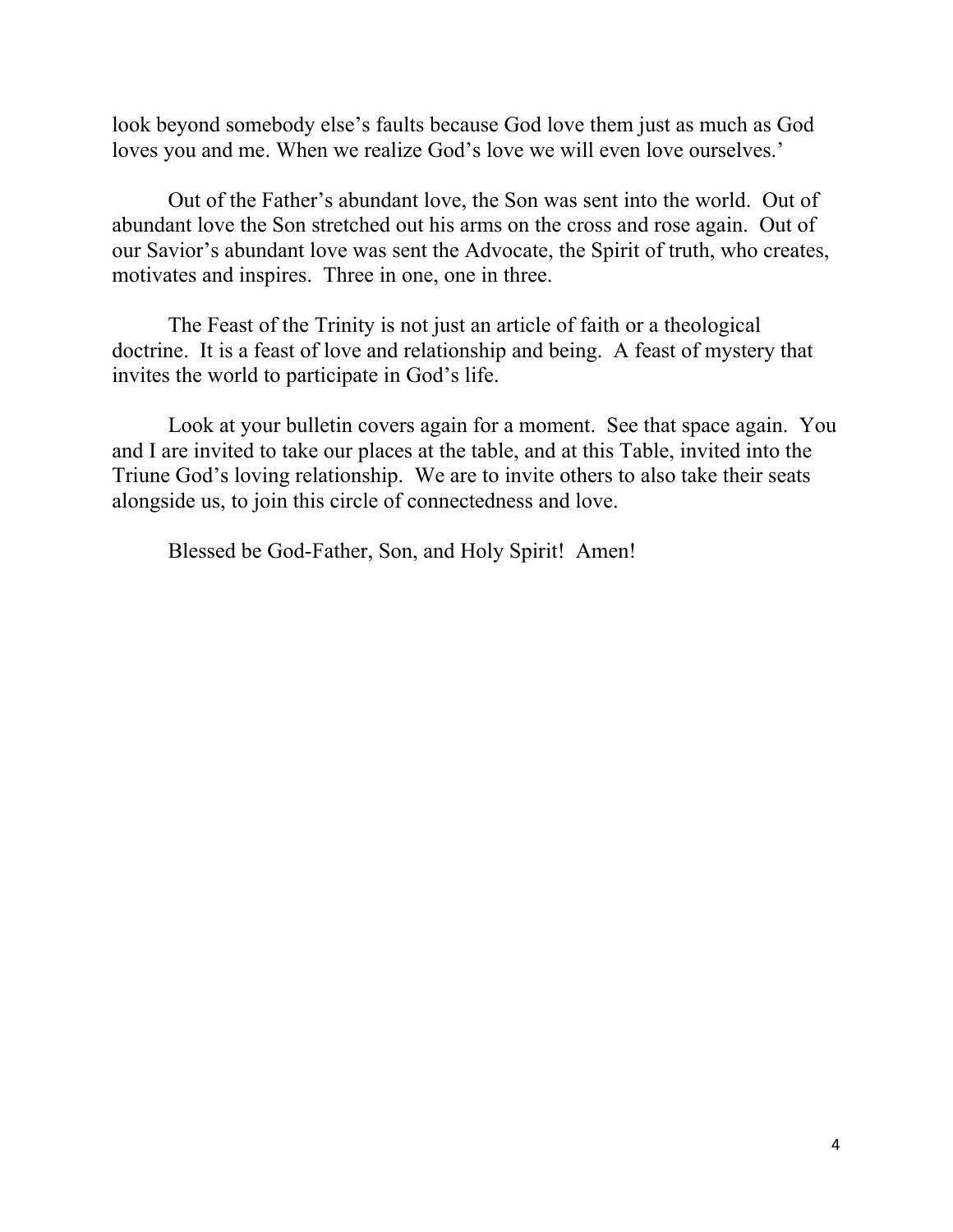look beyond somebody else's faults because God love them just as much as God loves you and me. When we realize God's love we will even love ourselves.'

Out of the Father's abundant love, the Son was sent into the world. Out of abundant love the Son stretched out his arms on the cross and rose again. Out of our Savior's abundant love was sent the Advocate, the Spirit of truth, who creates, motivates and inspires. Three in one, one in three.

The Feast of the Trinity is not just an article of faith or a theological doctrine. It is a feast of love and relationship and being. A feast of mystery that invites the world to participate in God's life.

Look at your bulletin covers again for a moment. See that space again. You and I are invited to take our places at the table, and at this Table, invited into the Triune God's loving relationship. We are to invite others to also take their seats alongside us, to join this circle of connectedness and love.

Blessed be God-Father, Son, and Holy Spirit! Amen!